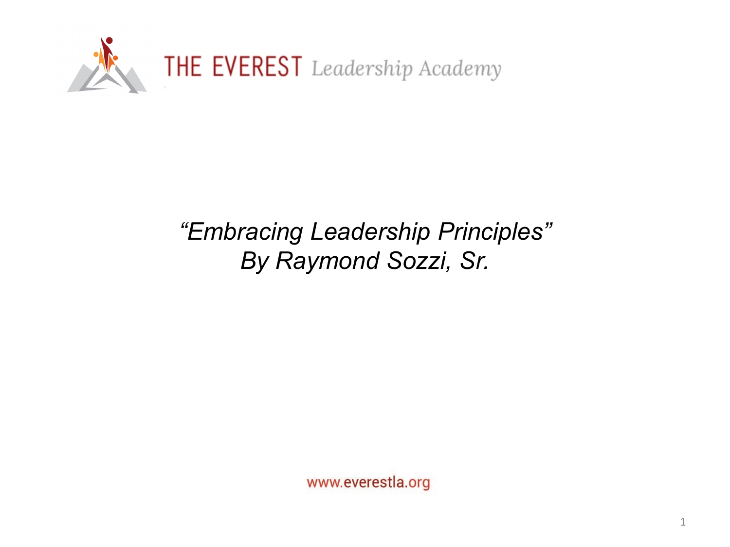THE EVEREST *Leadership Academy*

# *"Embracing Leadership Principles"*
## *By Raymond Sozzi, Sr.*

www.everestla.org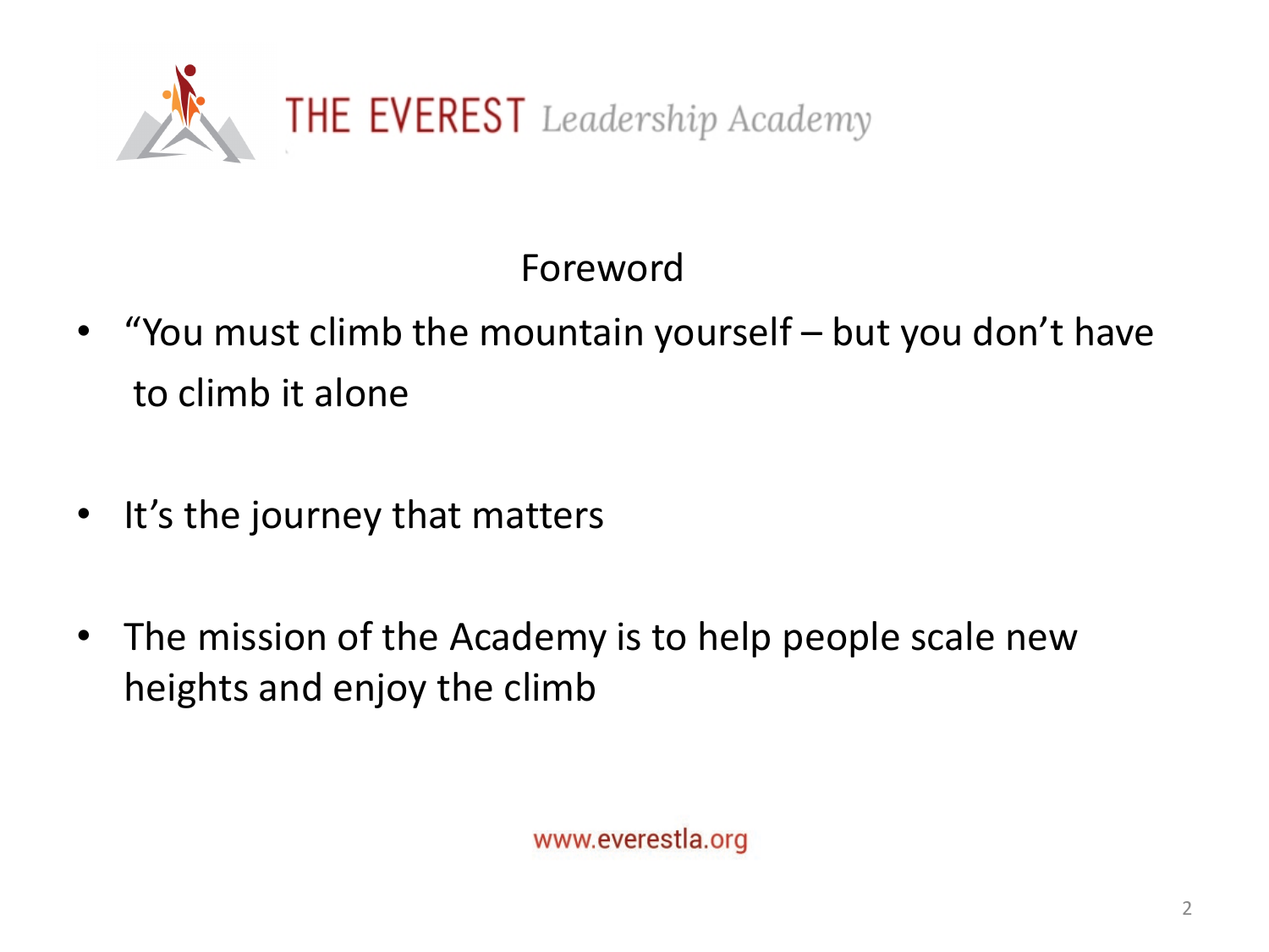THE EVEREST *Leadership Academy*

## Foreword

- "You must climb the mountain yourself – but you don't have to climb it alone

- It's the journey that matters

- The mission of the Academy is to help people scale new heights and enjoy the climb

www.everestla.org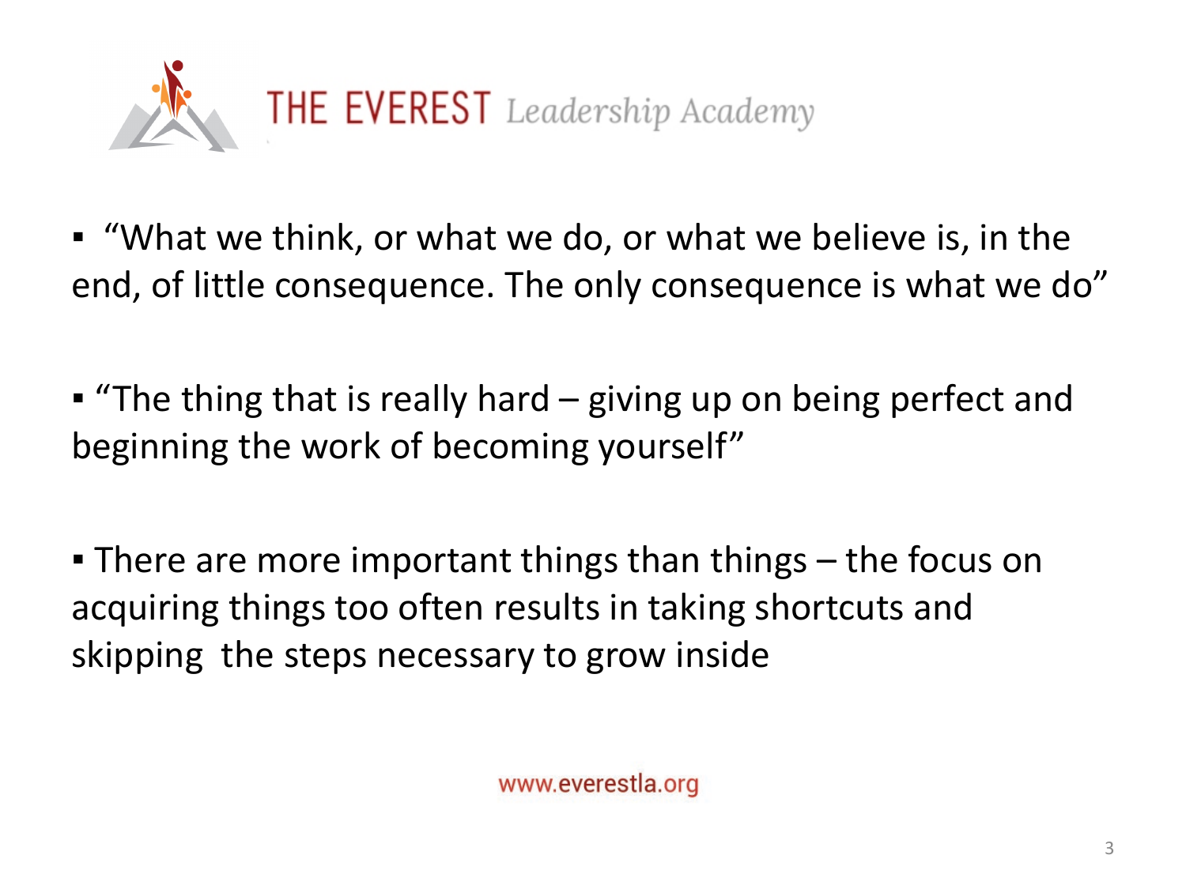THE EVEREST *Leadership Academy*

- "What we think, or what we do, or what we believe is, in the end, of little consequence. The only consequence is what we do"

- "The thing that is really hard – giving up on being perfect and beginning the work of becoming yourself"

- There are more important things than things – the focus on acquiring things too often results in taking shortcuts and skipping the steps necessary to grow inside

www.everestla.org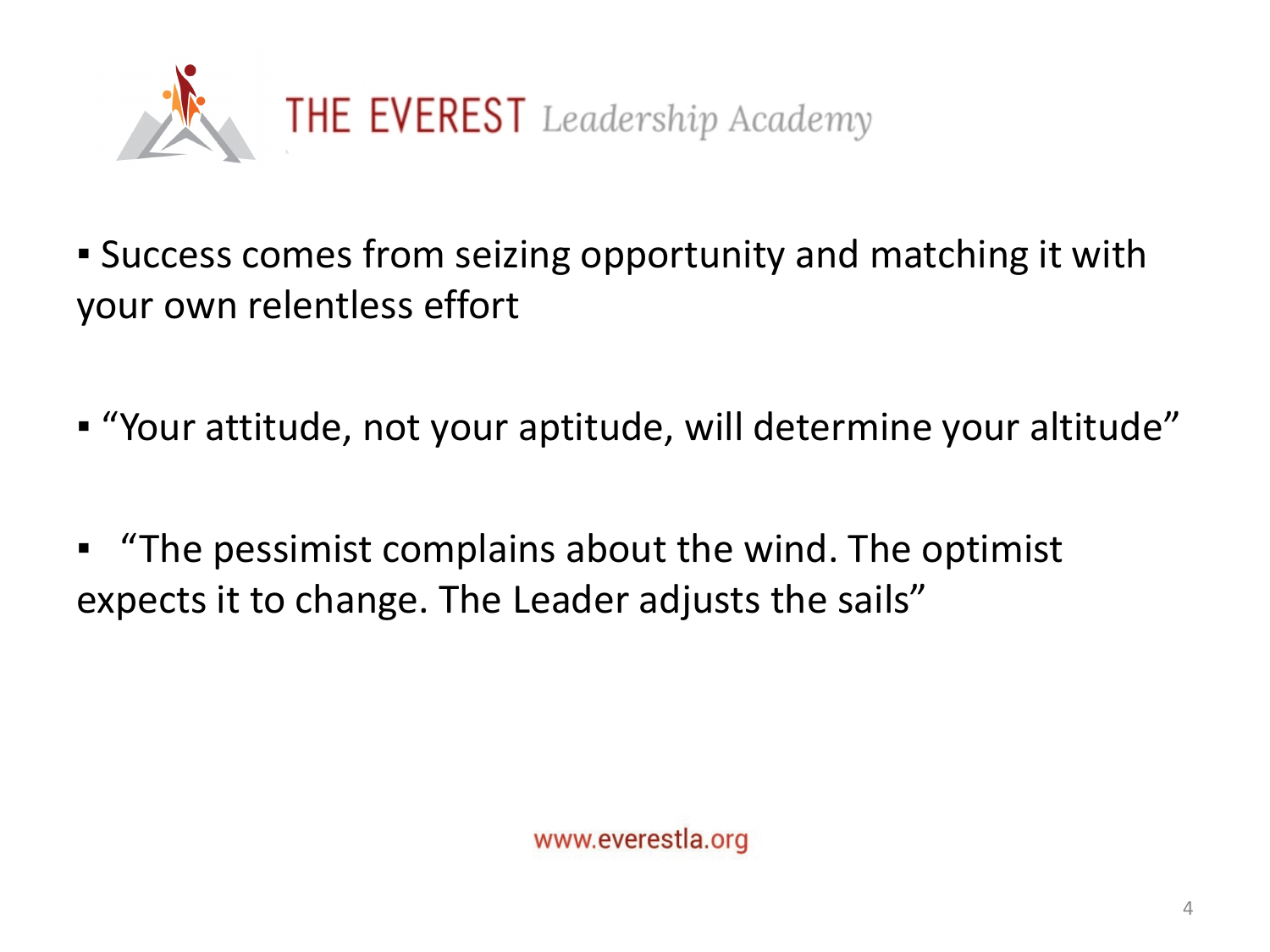THE EVEREST *Leadership Academy*

- Success comes from seizing opportunity and matching it with your own relentless effort

- "Your attitude, not your aptitude, will determine your altitude"

- "The pessimist complains about the wind. The optimist expects it to change. The Leader adjusts the sails"

www.everestla.org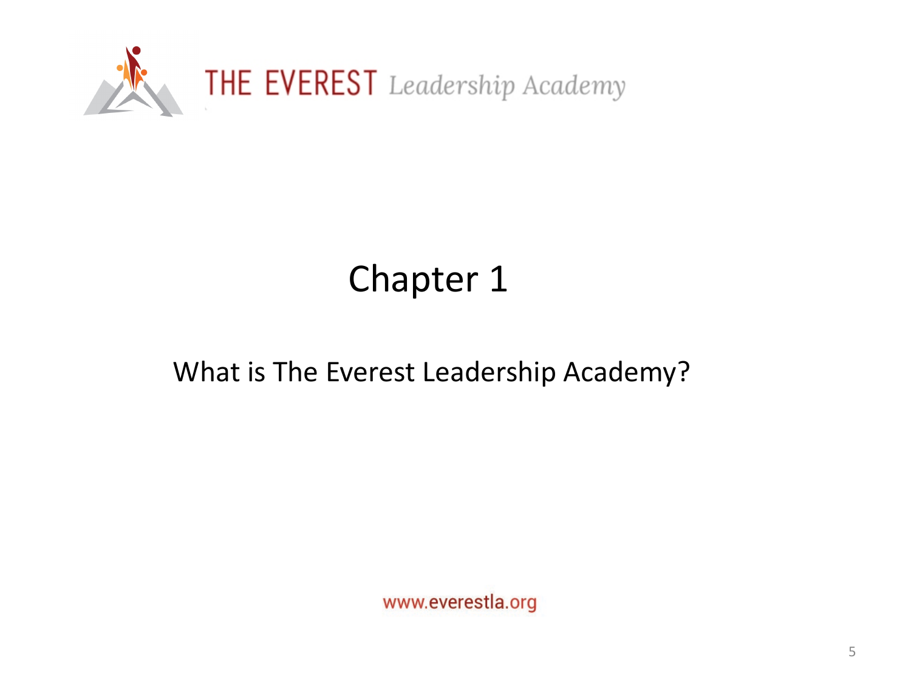THE EVEREST *Leadership Academy*

# Chapter 1

What is The Everest Leadership Academy?

www.everestla.org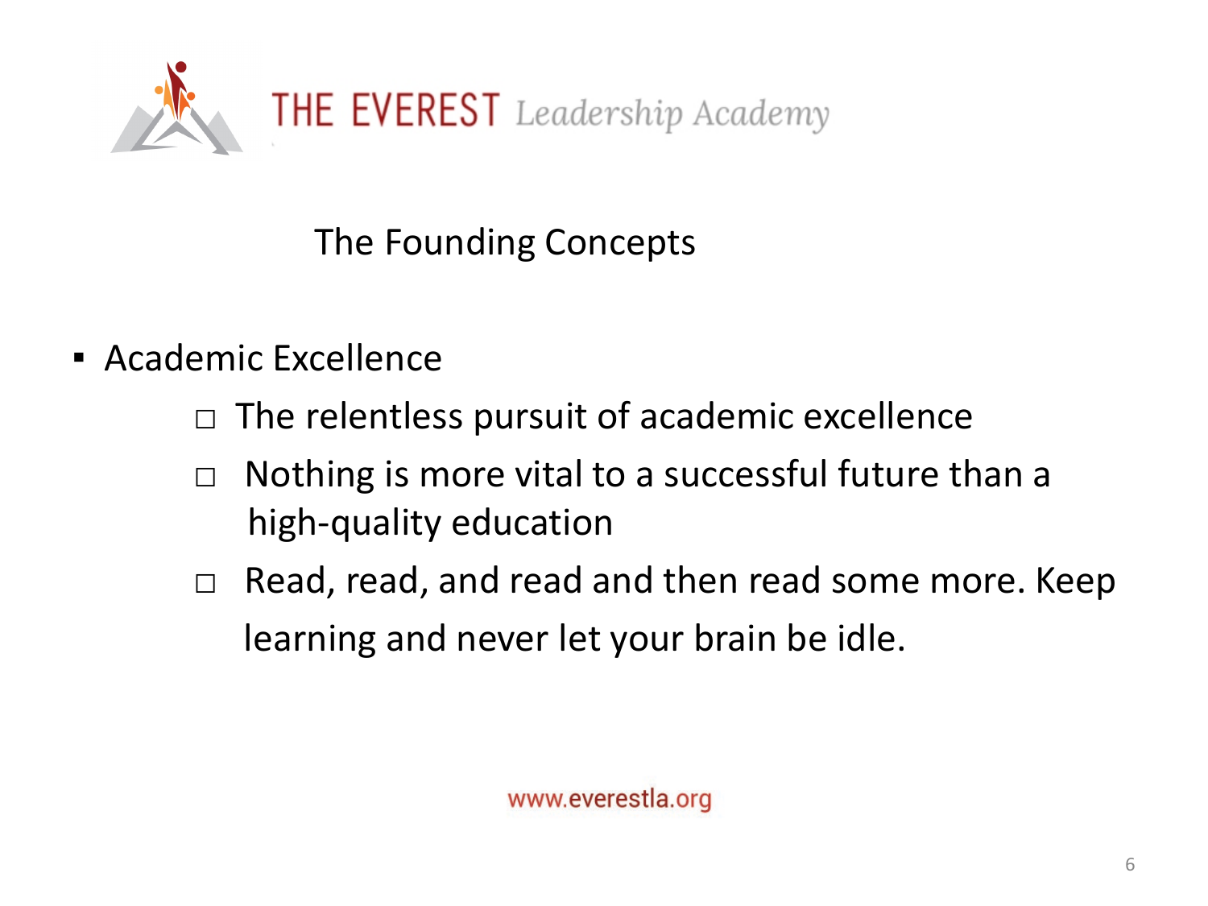THE EVEREST *Leadership Academy*

## The Founding Concepts

- Academic Excellence
  - The relentless pursuit of academic excellence
  - Nothing is more vital to a successful future than a high-quality education
  - Read, read, and read and then read some more. Keep learning and never let your brain be idle.

www.everestla.org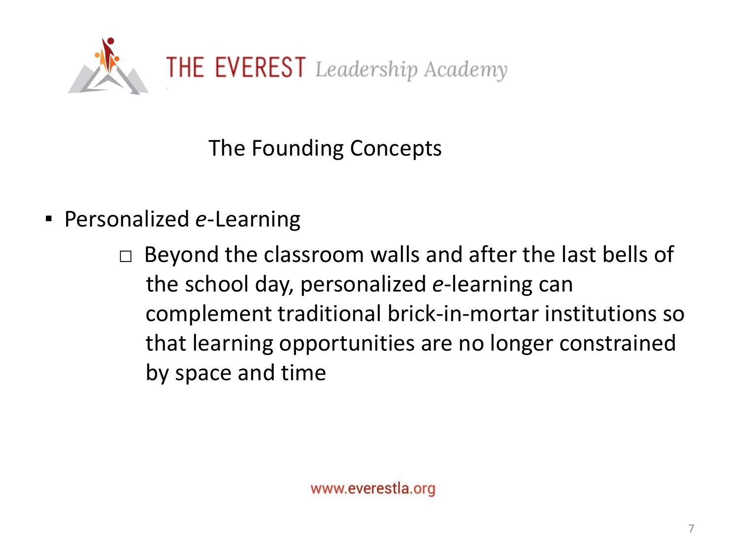THE EVEREST *Leadership Academy*

## The Founding Concepts

- Personalized *e*-Learning
  - Beyond the classroom walls and after the last bells of the school day, personalized *e*-learning can complement traditional brick-in-mortar institutions so that learning opportunities are no longer constrained by space and time

www.everestla.org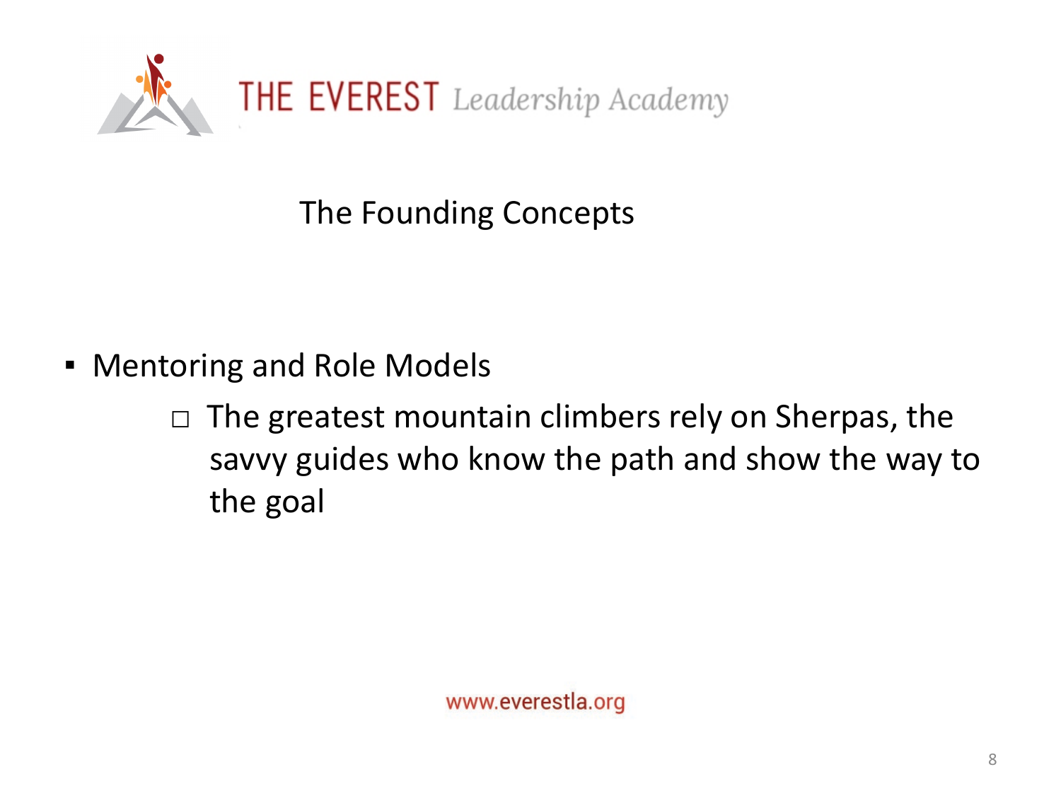THE EVEREST *Leadership Academy*

## The Founding Concepts

- Mentoring and Role Models
    - The greatest mountain climbers rely on Sherpas, the savvy guides who know the path and show the way to the goal

www.everestla.org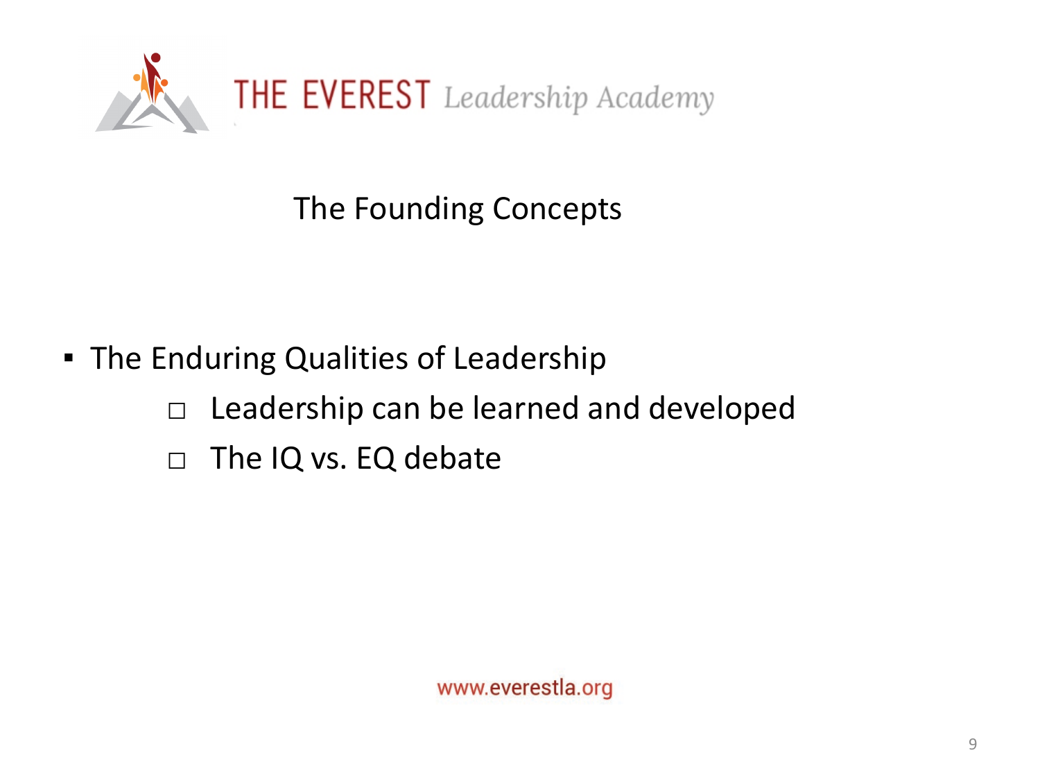## The Founding Concepts

- The Enduring Qualities of Leadership
    - Leadership can be learned and developed
    - The IQ vs. EQ debate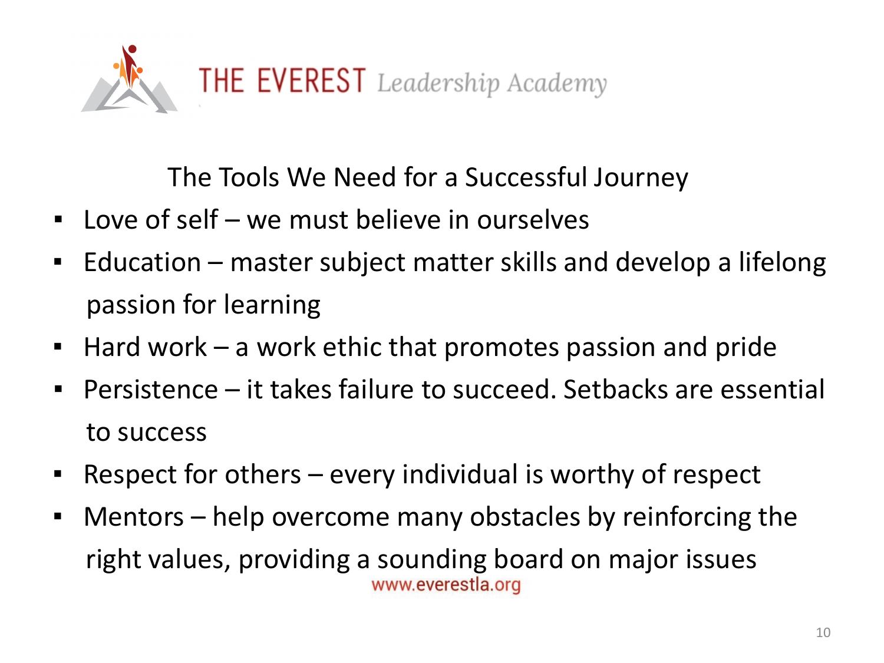THE EVEREST *Leadership Academy*

## The Tools We Need for a Successful Journey

- Love of self – we must believe in ourselves
- Education – master subject matter skills and develop a lifelong passion for learning
- Hard work – a work ethic that promotes passion and pride
- Persistence – it takes failure to succeed. Setbacks are essential to success
- Respect for others – every individual is worthy of respect
- Mentors – help overcome many obstacles by reinforcing the right values, providing a sounding board on major issues

www.everestla.org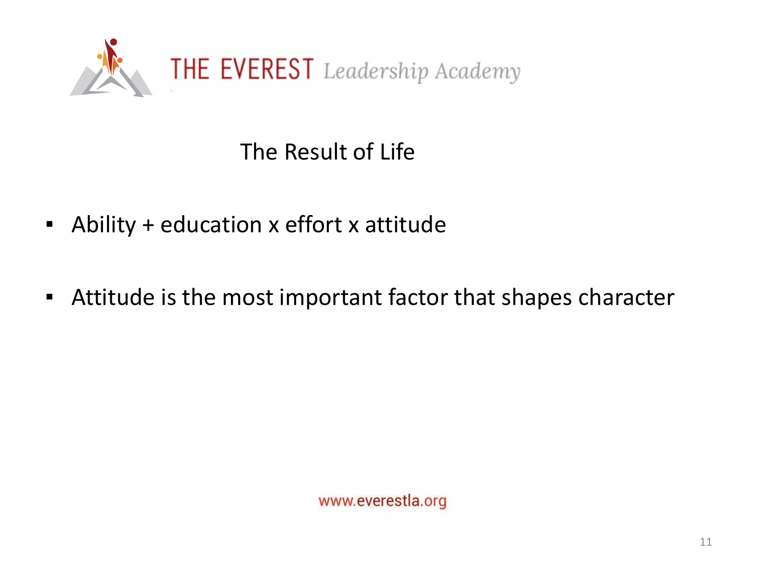## The Result of Life

- Ability + education x effort x attitude
- Attitude is the most important factor that shapes character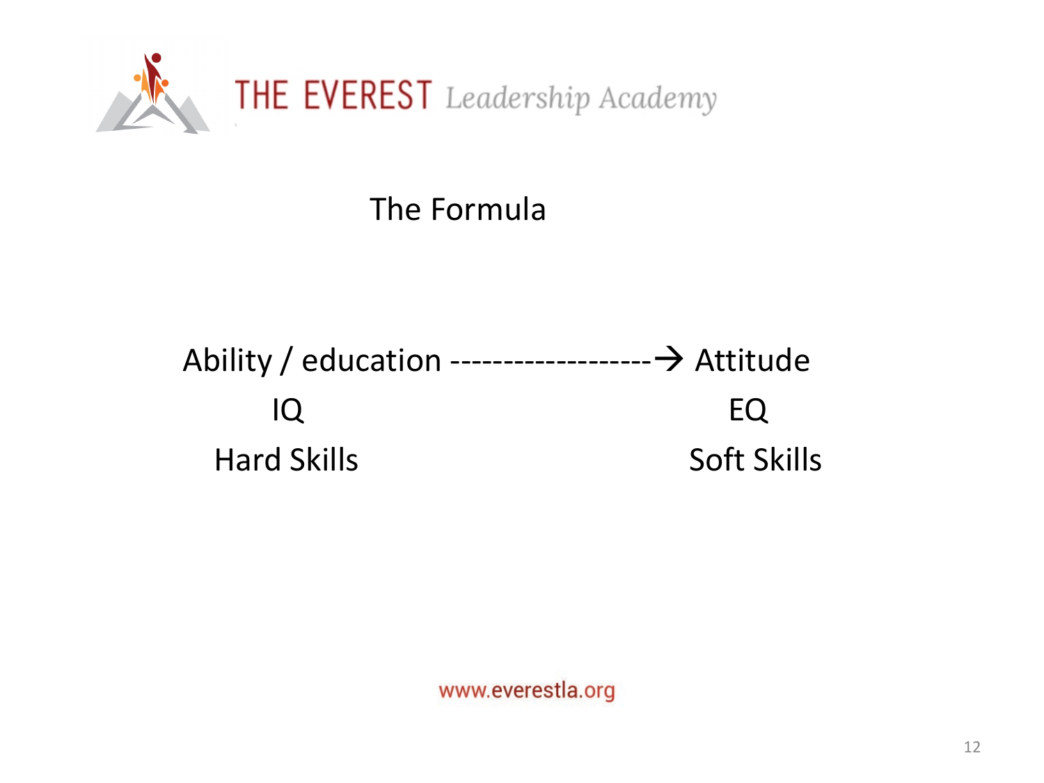THE EVEREST *Leadership Academy*

## The Formula

| Ability / education -------------------→ | Attitude |
| --- | --- |
| IQ | EQ |
| Hard Skills | Soft Skills |

www.everestla.org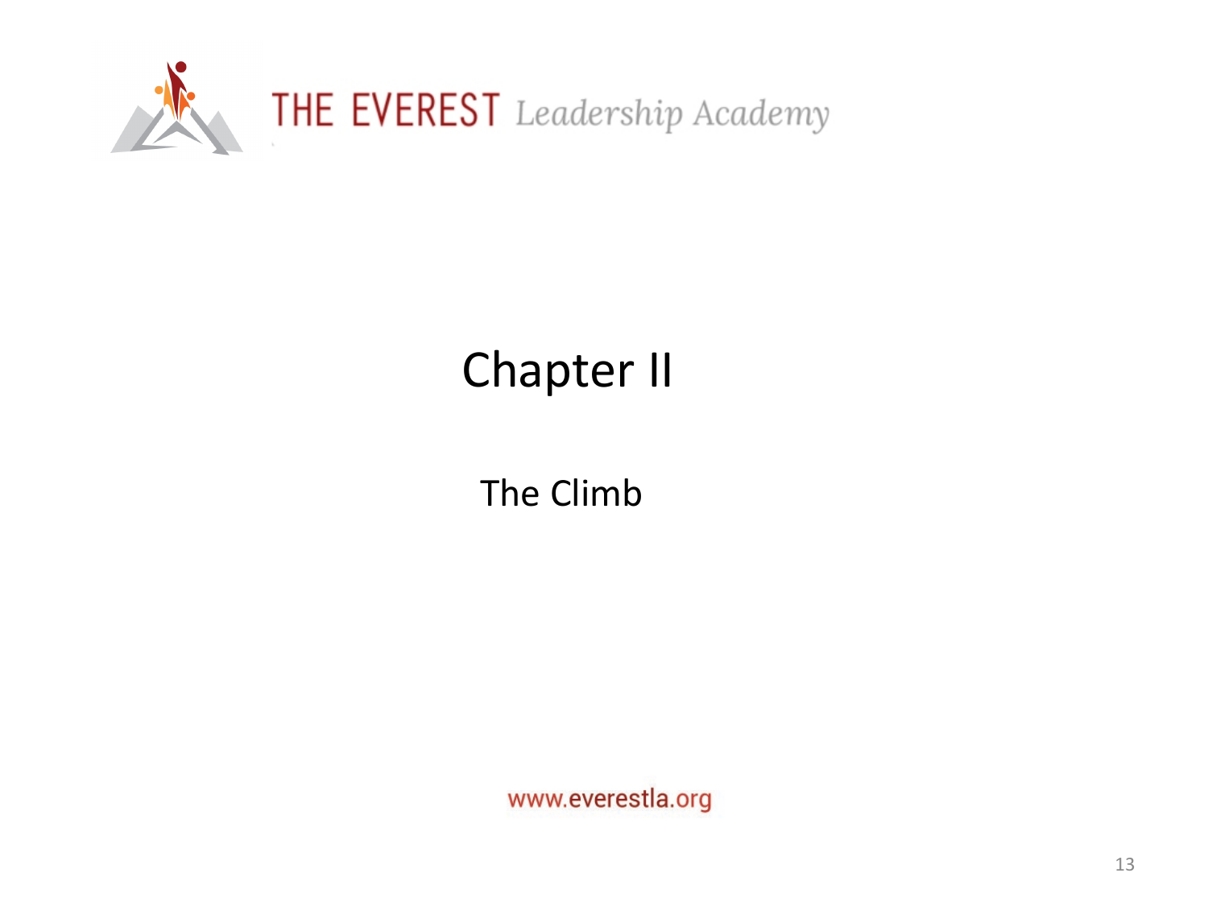# Chapter II

## The Climb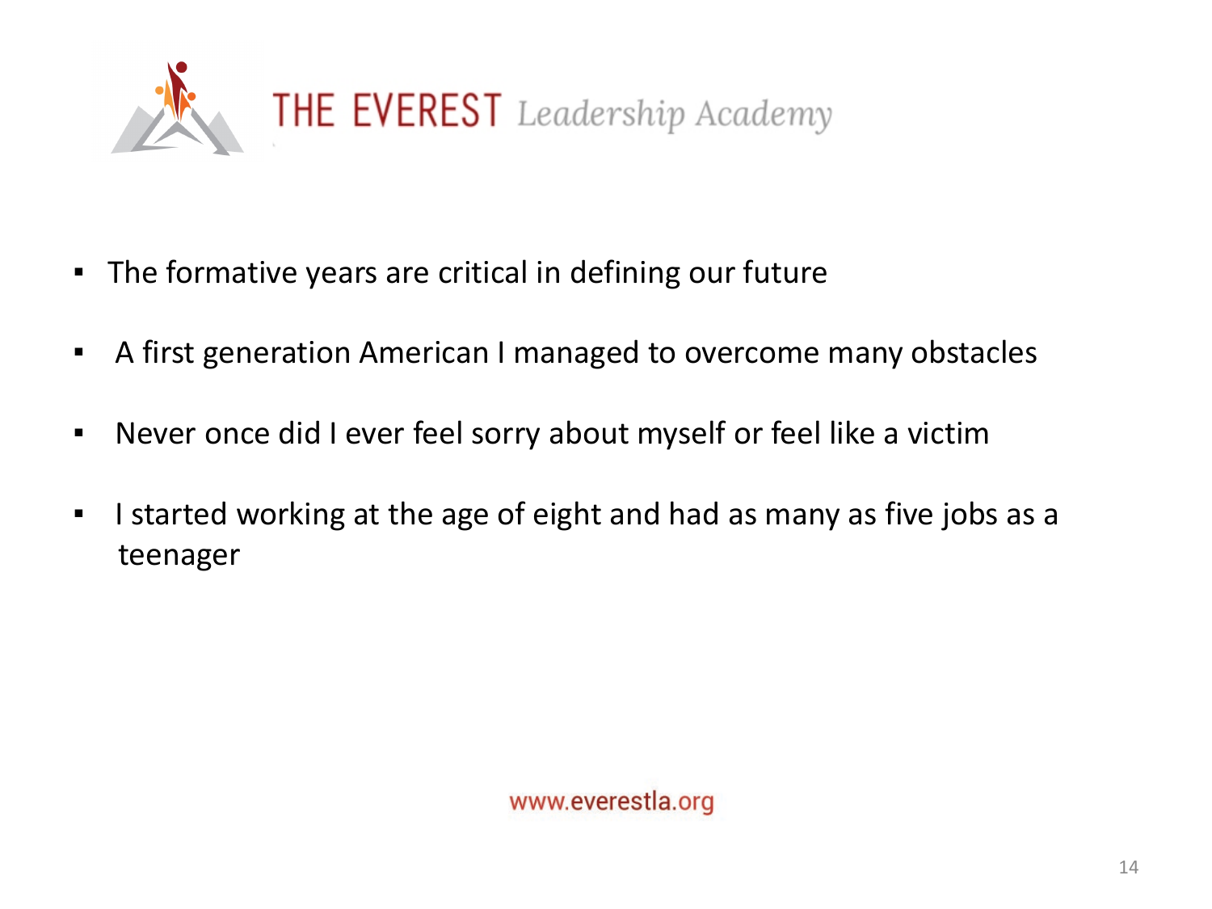THE EVEREST *Leadership Academy*

- The formative years are critical in defining our future
- A first generation American I managed to overcome many obstacles
- Never once did I ever feel sorry about myself or feel like a victim
- I started working at the age of eight and had as many as five jobs as a teenager

www.everestla.org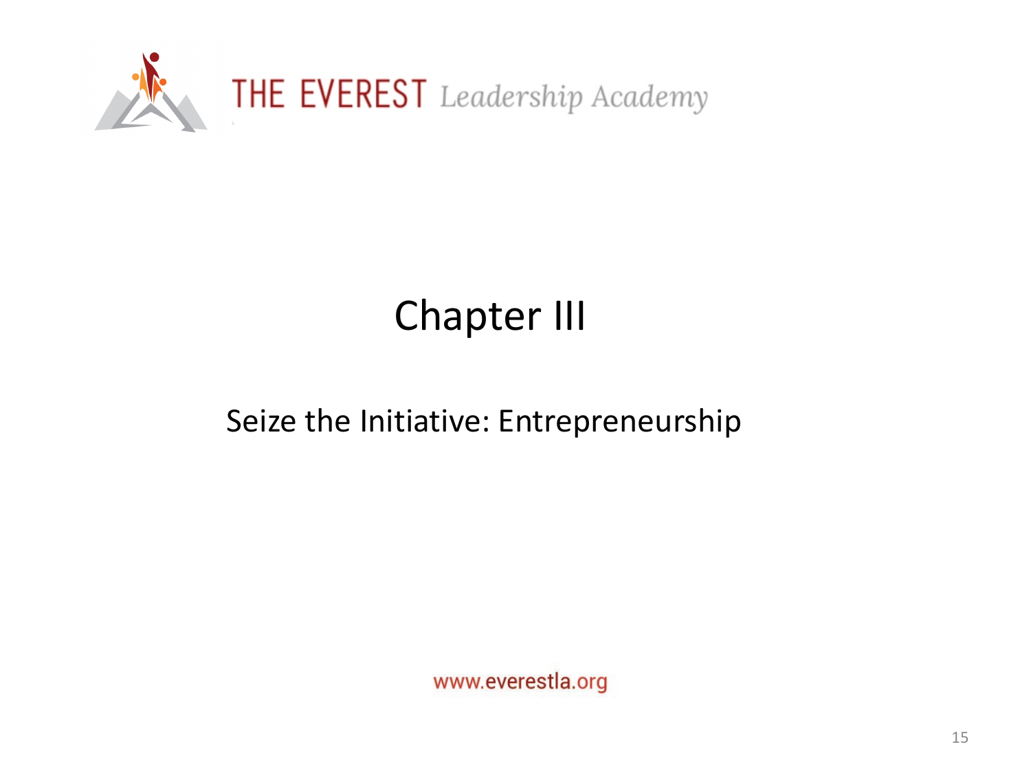# Chapter III

## Seize the Initiative: Entrepreneurship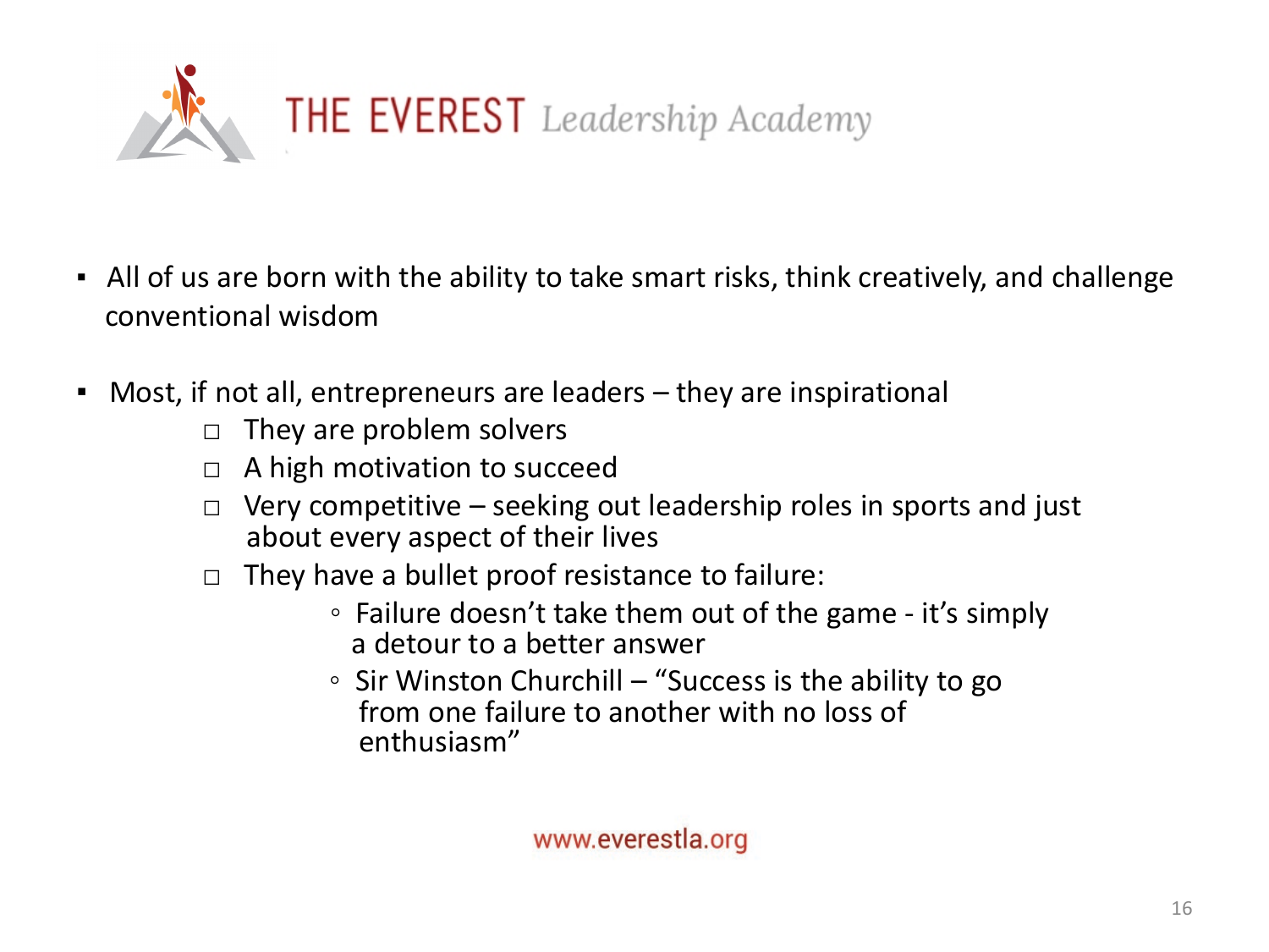THE EVEREST *Leadership Academy*

- All of us are born with the ability to take smart risks, think creatively, and challenge conventional wisdom

- Most, if not all, entrepreneurs are leaders – they are inspirational
  - They are problem solvers
  - A high motivation to succeed
  - Very competitive – seeking out leadership roles in sports and just about every aspect of their lives
  - They have a bullet proof resistance to failure:
    - Failure doesn't take them out of the game - it's simply a detour to a better answer
    - Sir Winston Churchill – "Success is the ability to go from one failure to another with no loss of enthusiasm"

www.everestla.org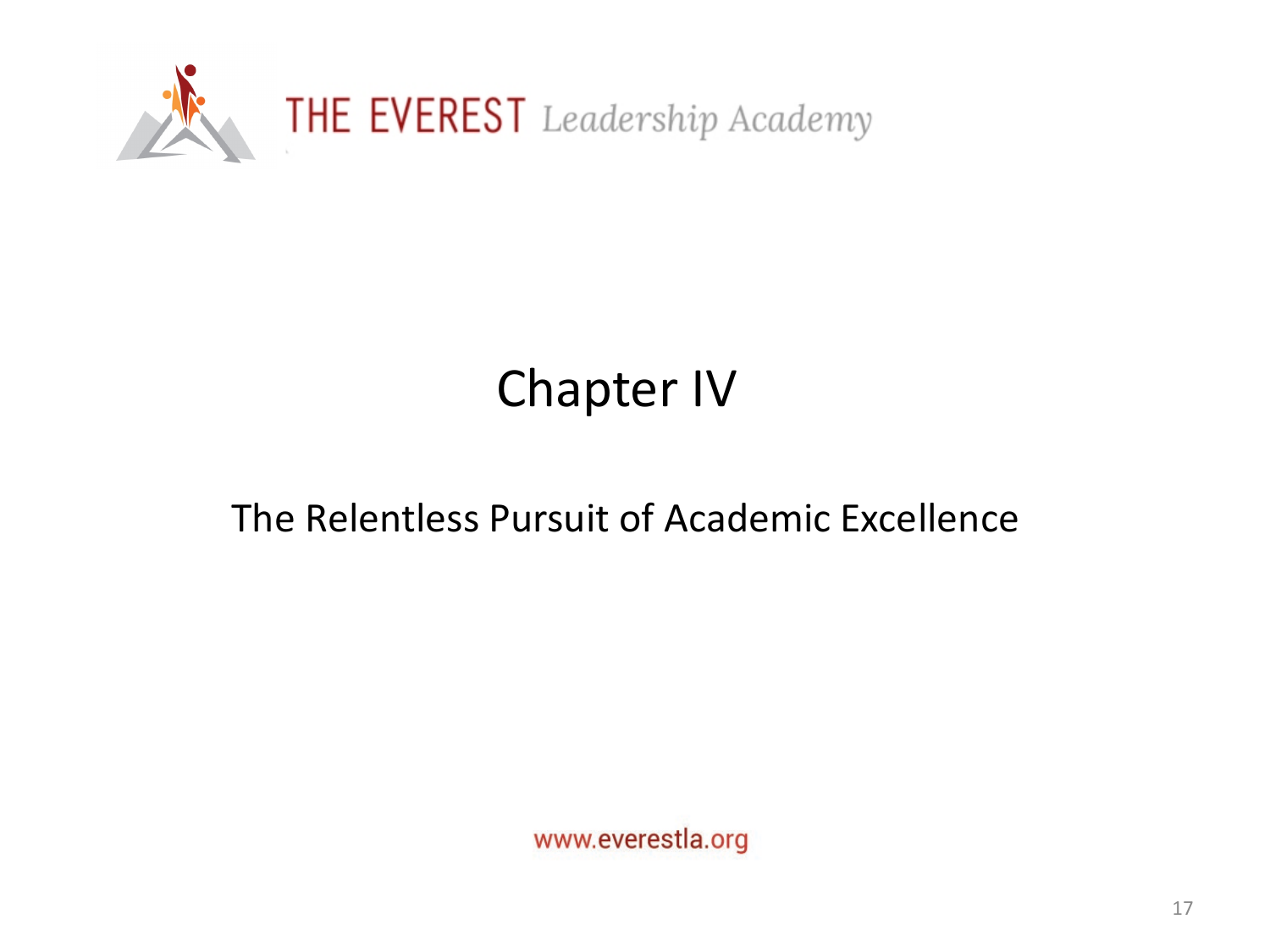# Chapter IV

## The Relentless Pursuit of Academic Excellence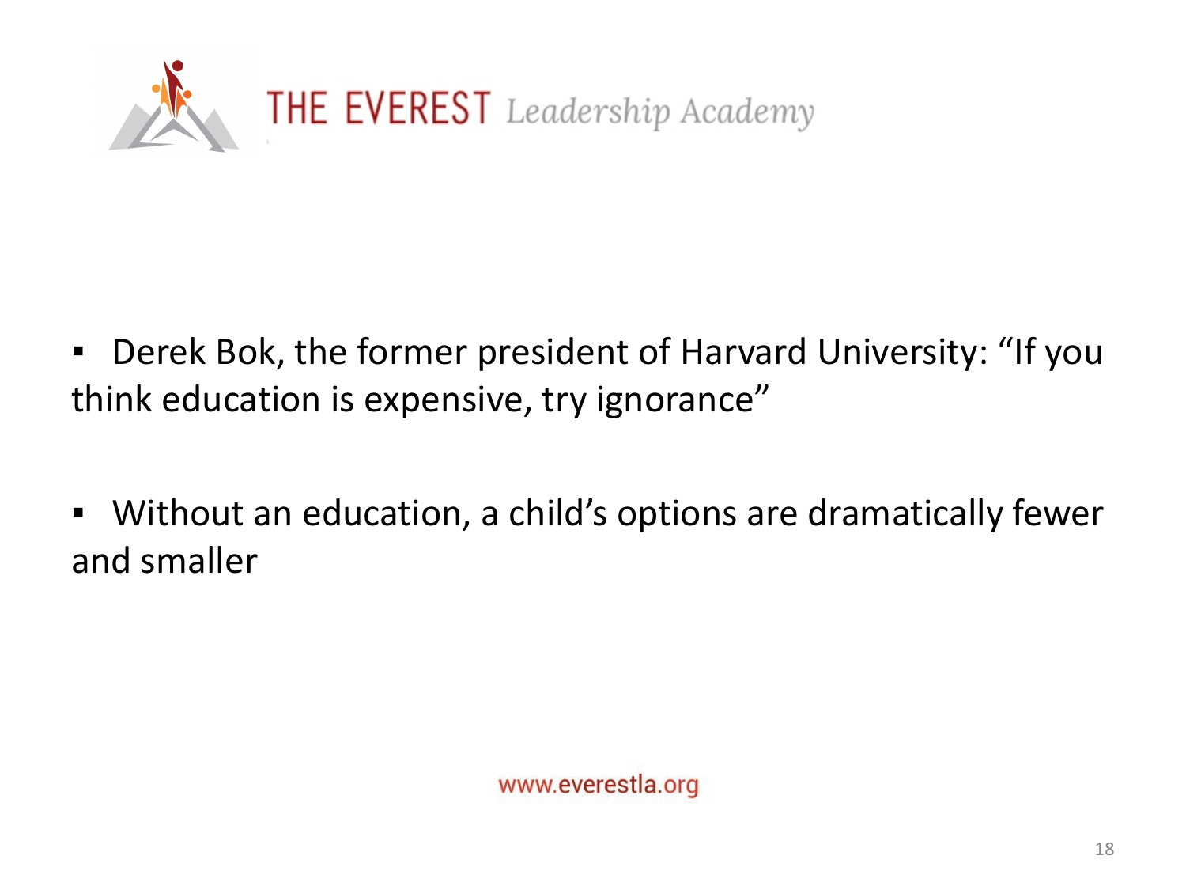- Derek Bok, the former president of Harvard University: “If you think education is expensive, try ignorance”

- Without an education, a child’s options are dramatically fewer and smaller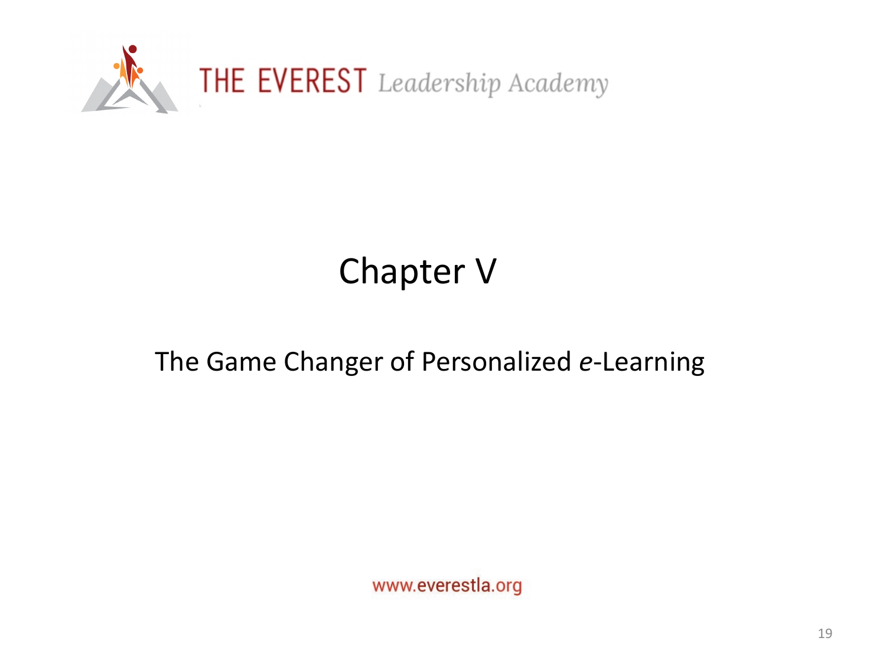# Chapter V

## The Game Changer of Personalized *e*-Learning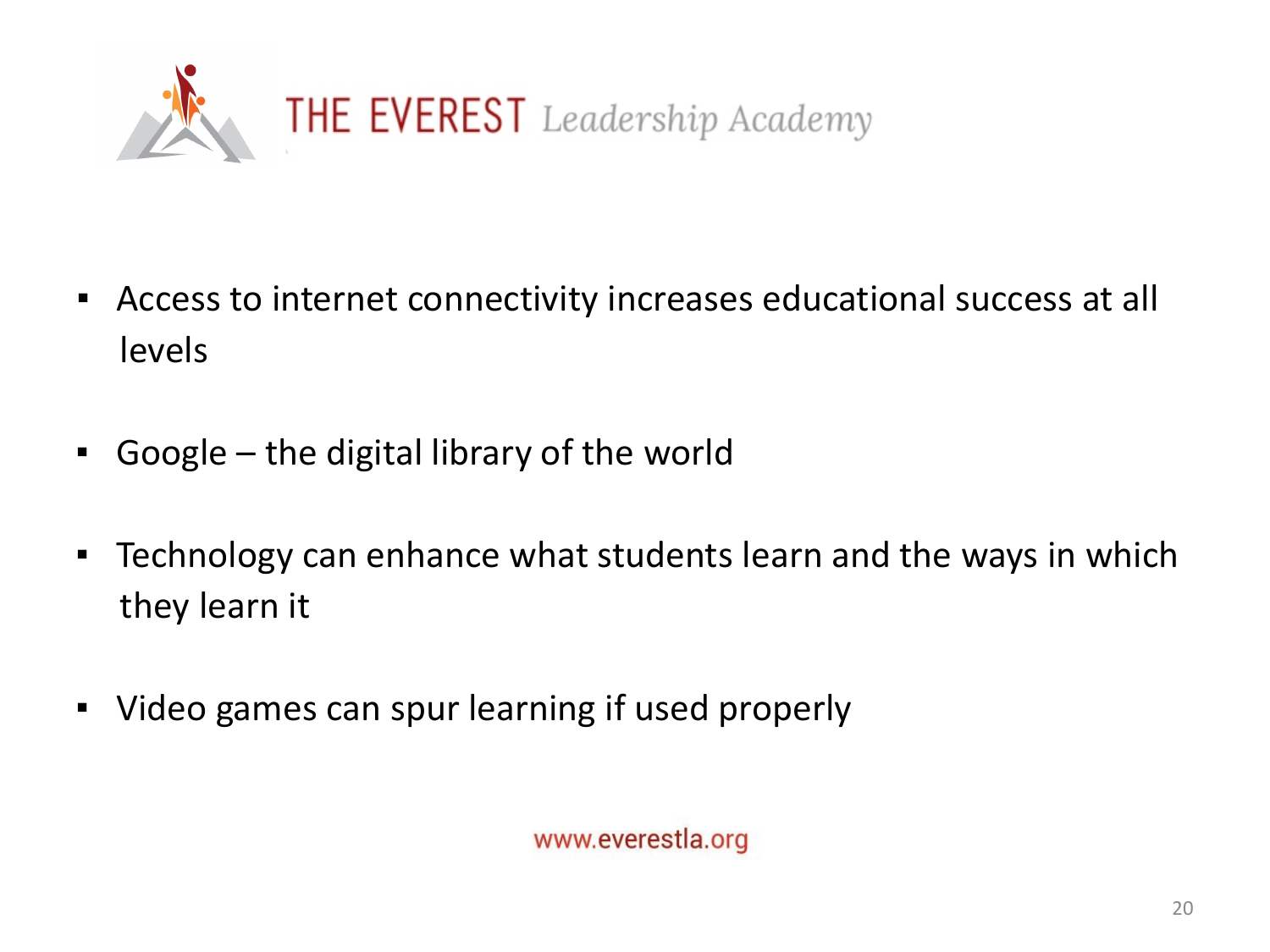# THE EVEREST *Leadership Academy*

- Access to internet connectivity increases educational success at all levels
- Google – the digital library of the world
- Technology can enhance what students learn and the ways in which they learn it
- Video games can spur learning if used properly

www.everestla.org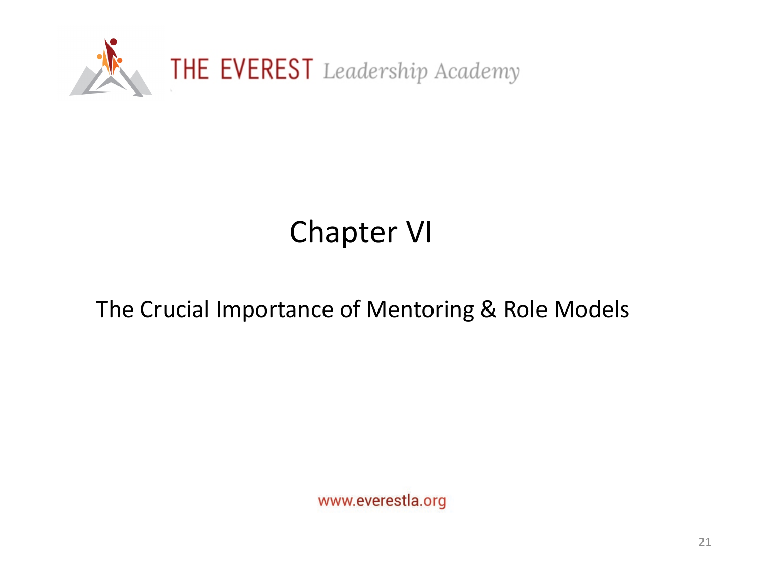# Chapter VI

## The Crucial Importance of Mentoring & Role Models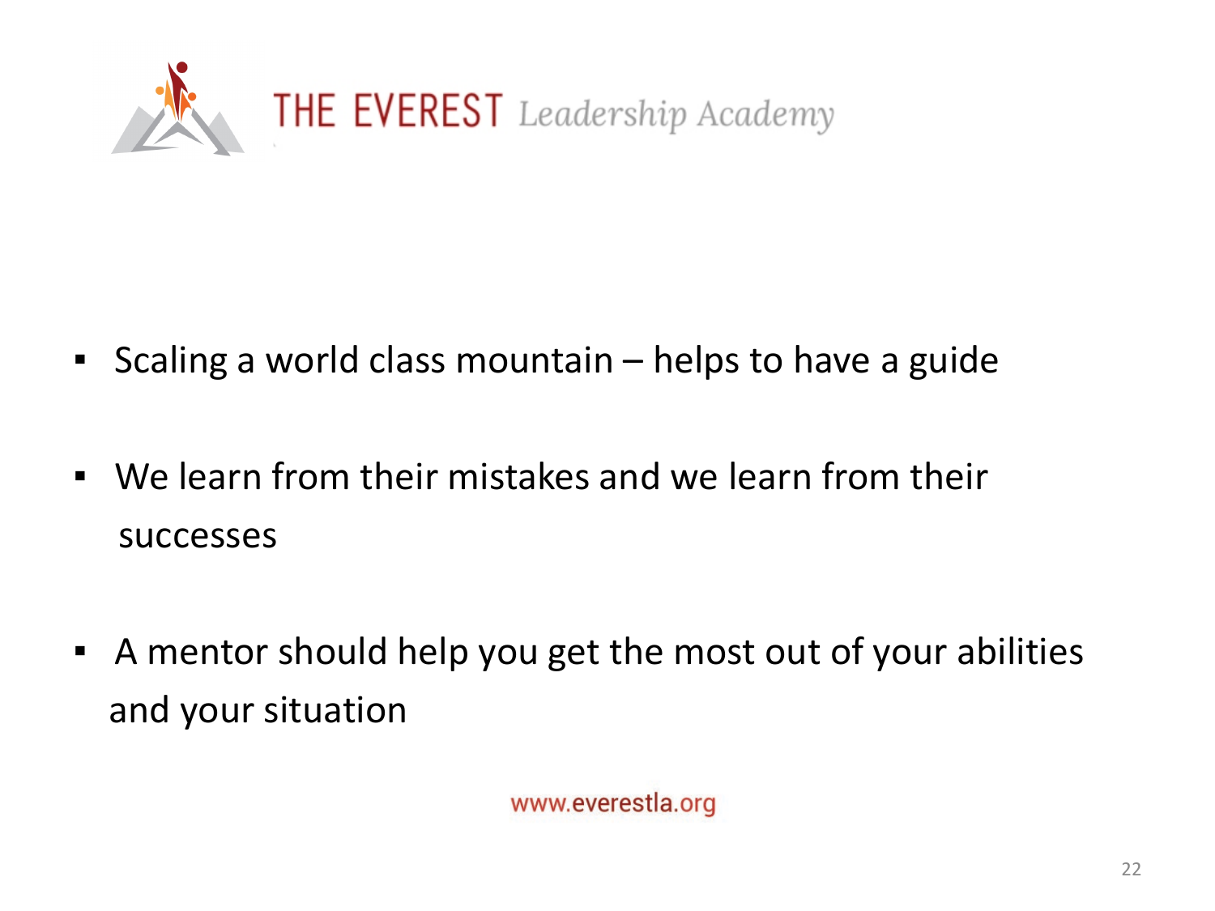THE EVEREST *Leadership Academy*

- Scaling a world class mountain – helps to have a guide
- We learn from their mistakes and we learn from their successes
- A mentor should help you get the most out of your abilities and your situation

www.everestla.org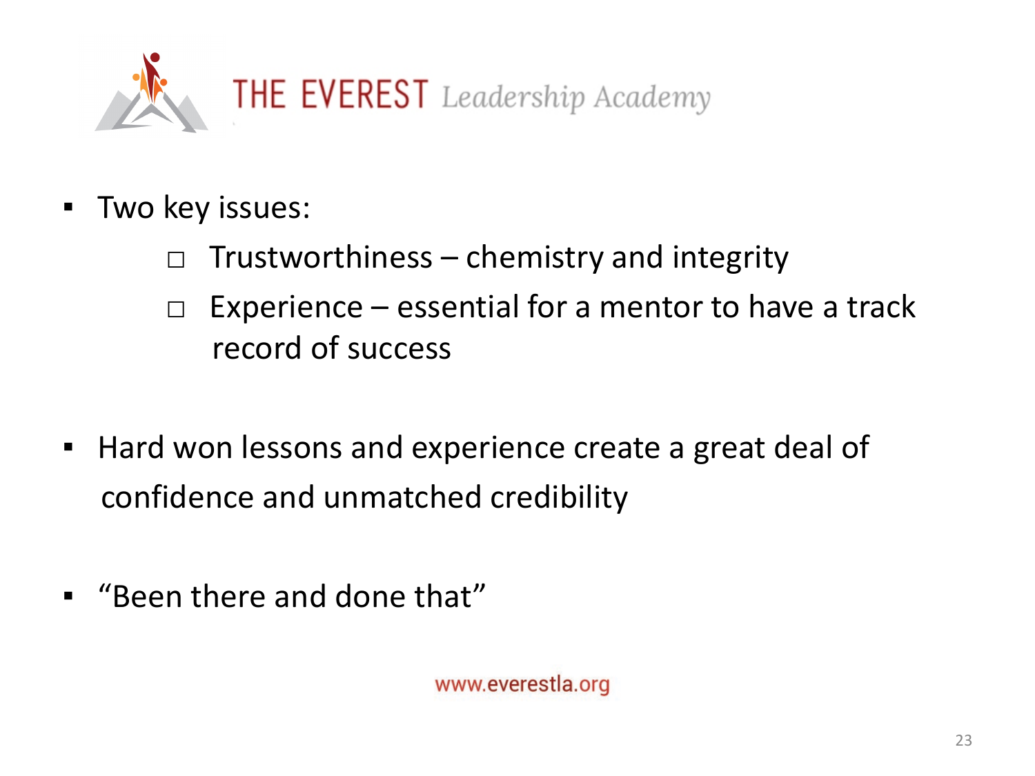THE EVEREST *Leadership Academy*

- Two key issues:
  - Trustworthiness – chemistry and integrity
  - Experience – essential for a mentor to have a track record of success

- Hard won lessons and experience create a great deal of confidence and unmatched credibility

- "Been there and done that"

www.everestla.org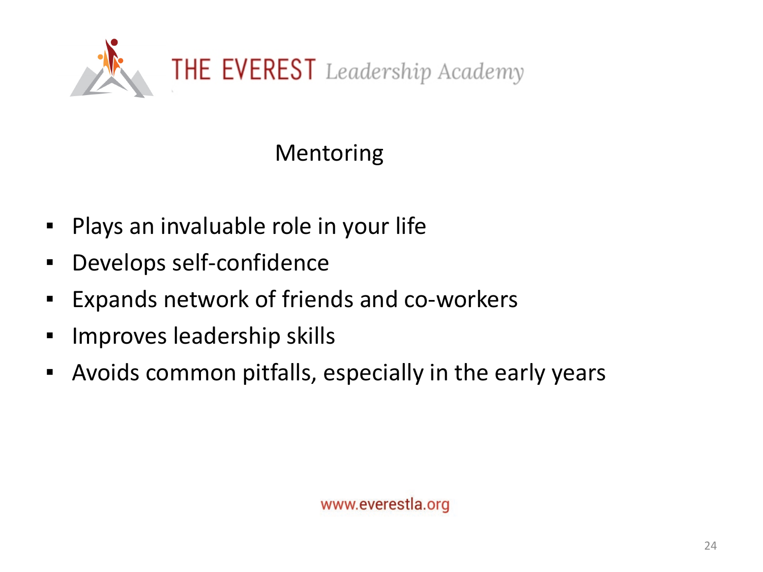THE EVEREST *Leadership Academy*

## Mentoring

- Plays an invaluable role in your life
- Develops self-confidence
- Expands network of friends and co-workers
- Improves leadership skills
- Avoids common pitfalls, especially in the early years

www.everestla.org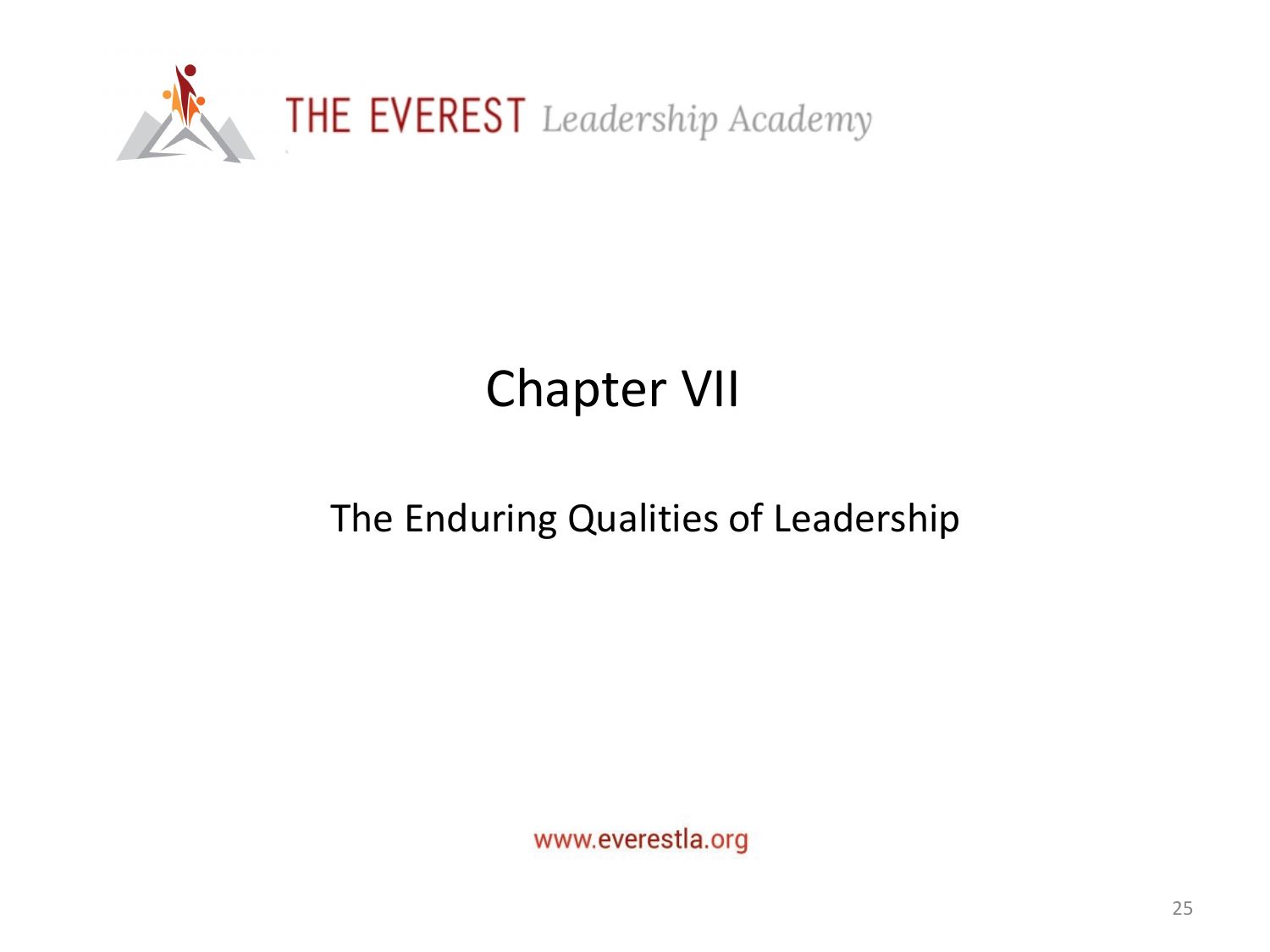# Chapter VII

## The Enduring Qualities of Leadership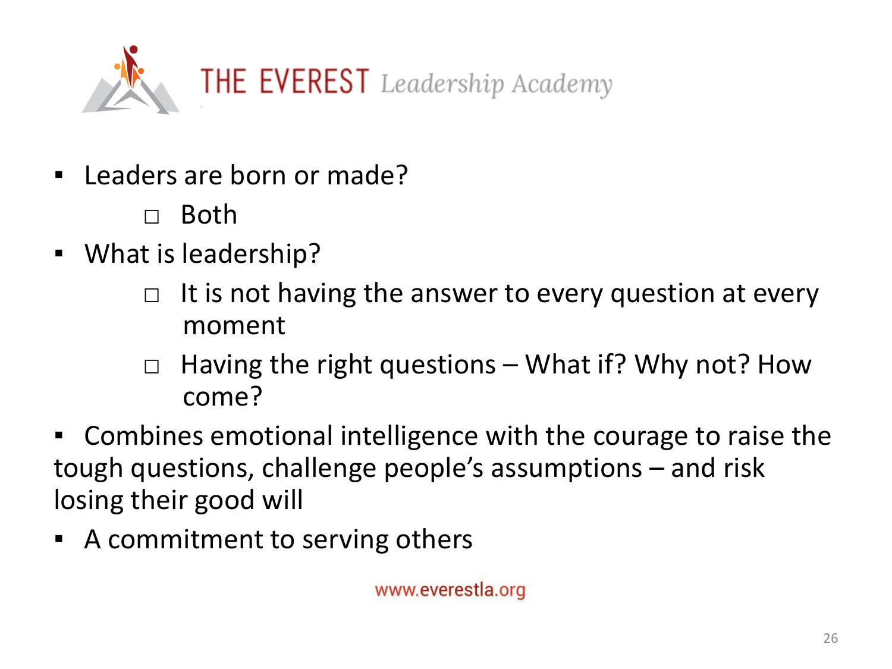THE EVEREST *Leadership Academy*

- Leaders are born or made?
  - Both
- What is leadership?
  - It is not having the answer to every question at every moment
  - Having the right questions – What if? Why not? How come?
- Combines emotional intelligence with the courage to raise the tough questions, challenge people's assumptions – and risk losing their good will
- A commitment to serving others

www.everestla.org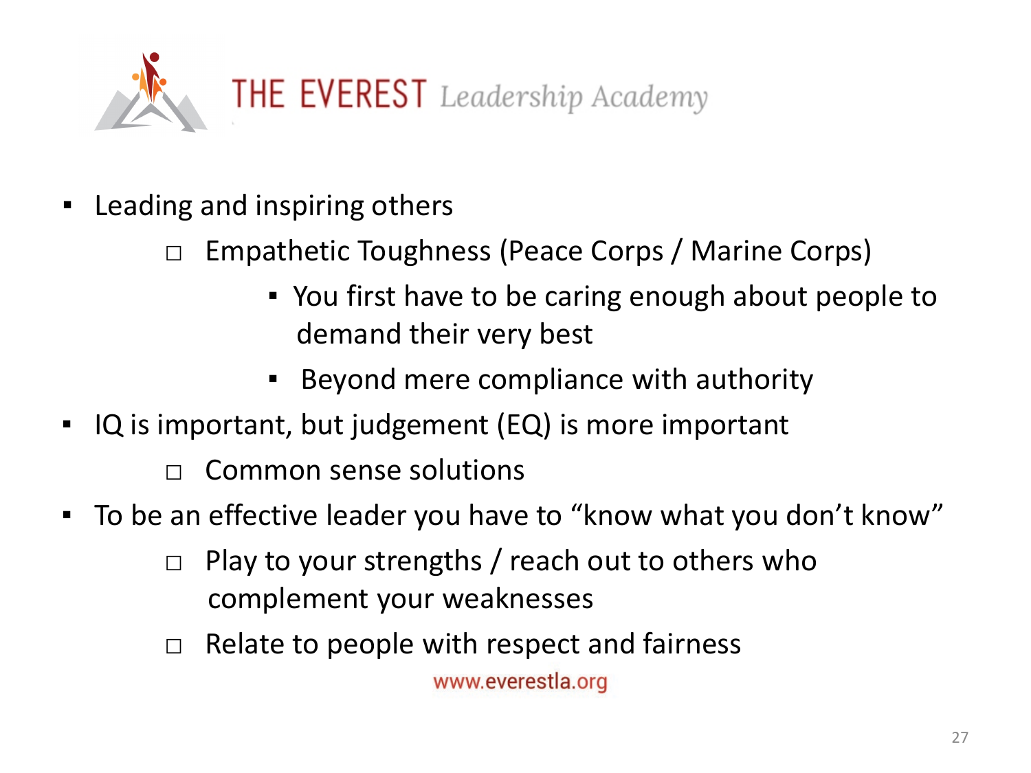THE EVEREST *Leadership Academy*

- Leading and inspiring others
  - Empathetic Toughness (Peace Corps / Marine Corps)
    - You first have to be caring enough about people to demand their very best
    - Beyond mere compliance with authority
- IQ is important, but judgement (EQ) is more important
  - Common sense solutions
- To be an effective leader you have to "know what you don't know"
  - Play to your strengths / reach out to others who complement your weaknesses
  - Relate to people with respect and fairness

www.everestla.org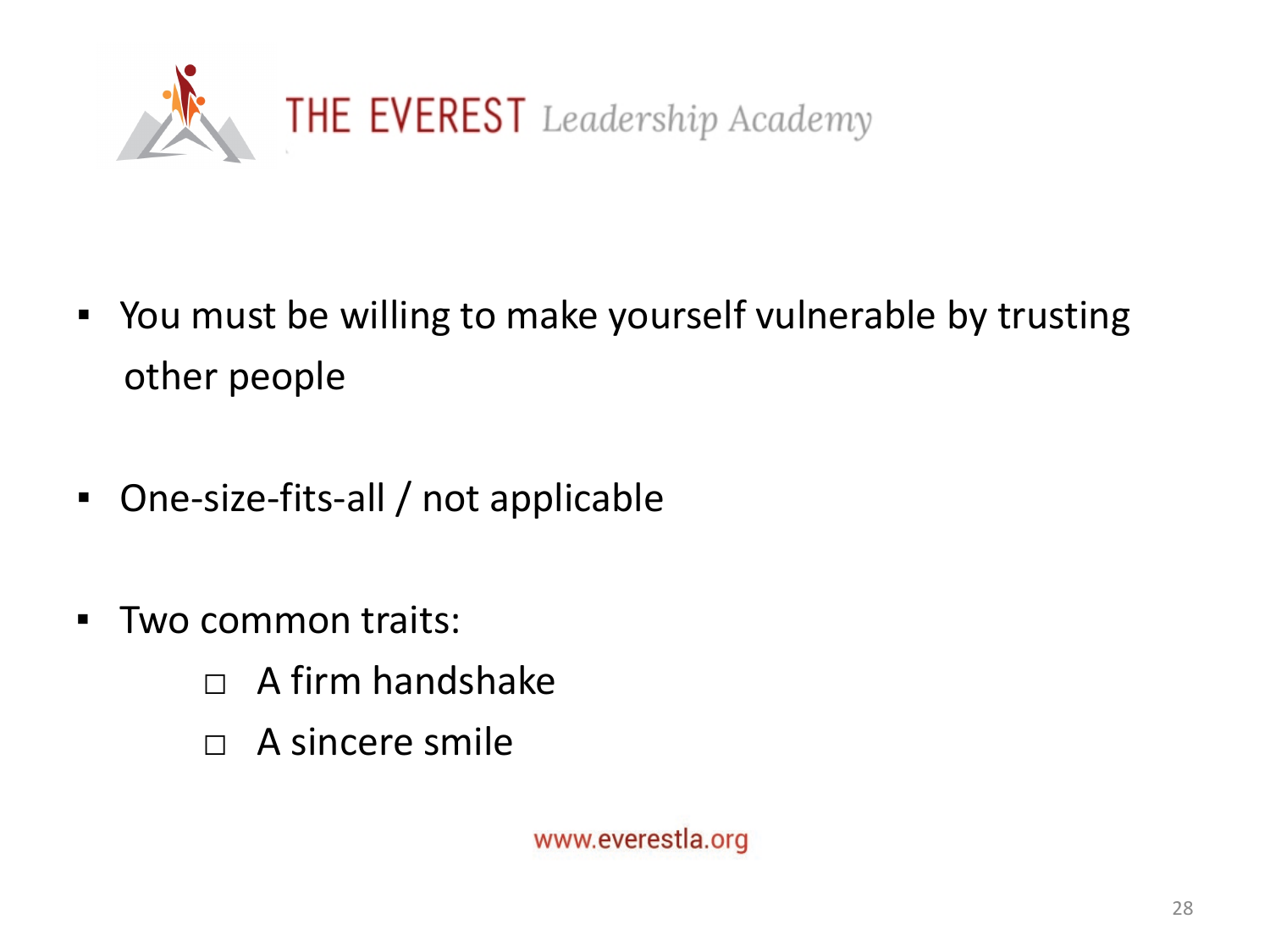- You must be willing to make yourself vulnerable by trusting other people

- One-size-fits-all / not applicable

- Two common traits:
  - A firm handshake
  - A sincere smile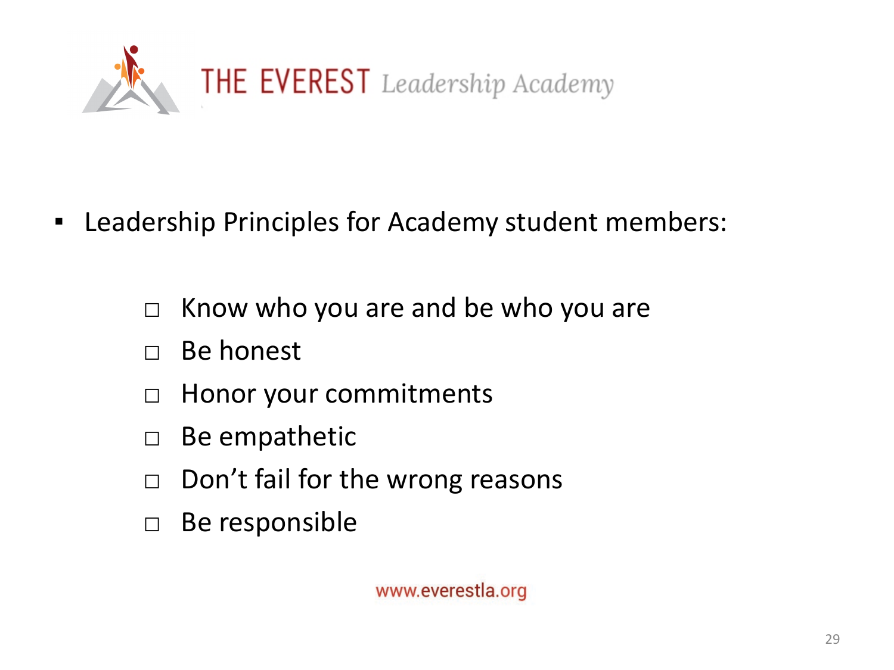THE EVEREST *Leadership Academy*

- Leadership Principles for Academy student members:

  - □ Know who you are and be who you are
  - □ Be honest
  - □ Honor your commitments
  - □ Be empathetic
  - □ Don't fail for the wrong reasons
  - □ Be responsible

www.everestla.org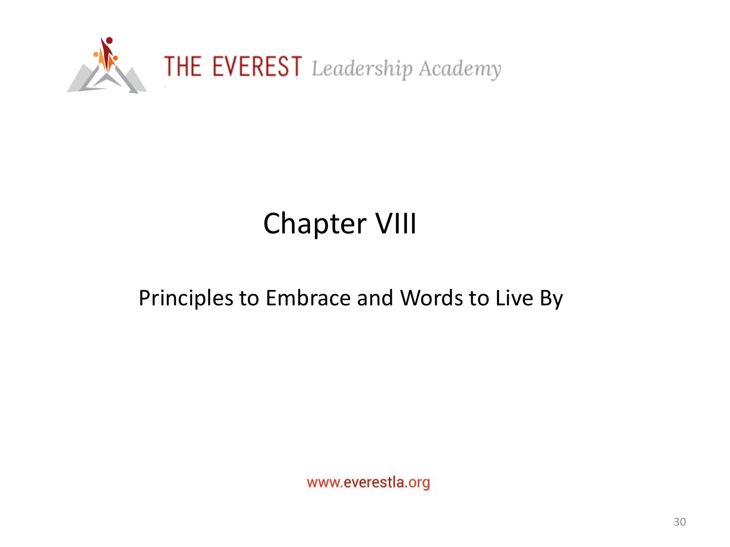# Chapter VIII

Principles to Embrace and Words to Live By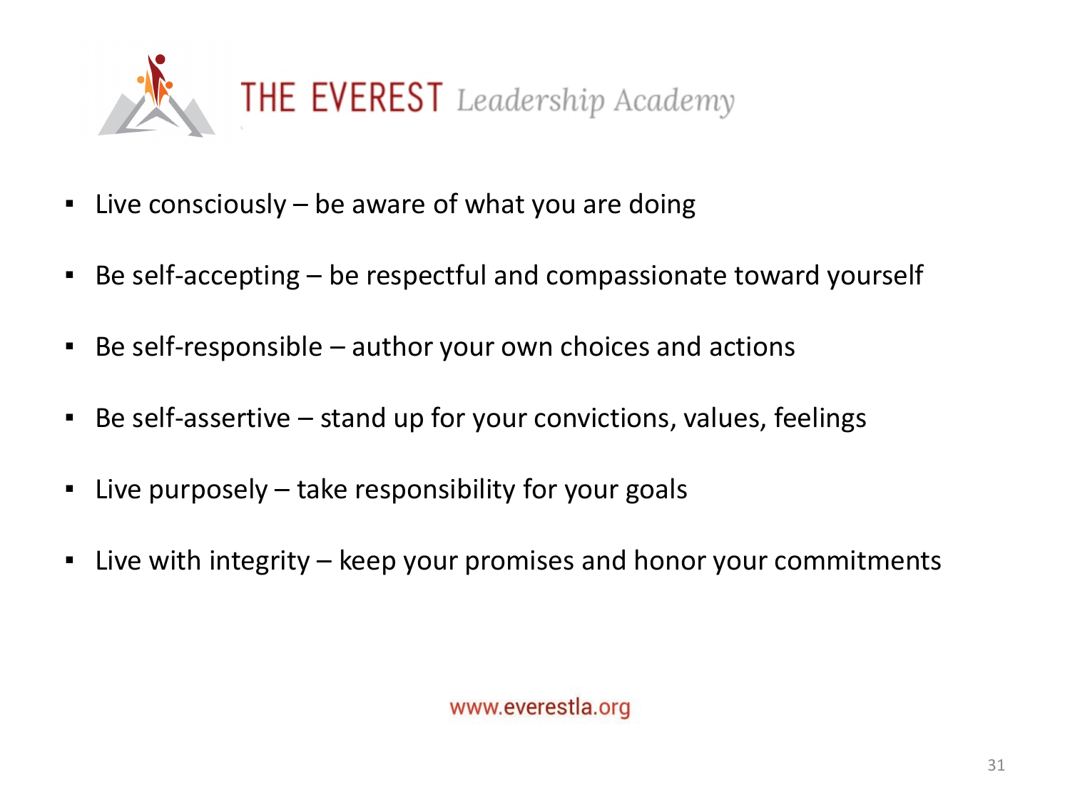# THE EVEREST *Leadership Academy*

- Live consciously – be aware of what you are doing
- Be self-accepting – be respectful and compassionate toward yourself
- Be self-responsible – author your own choices and actions
- Be self-assertive – stand up for your convictions, values, feelings
- Live purposely – take responsibility for your goals
- Live with integrity – keep your promises and honor your commitments

www.everestla.org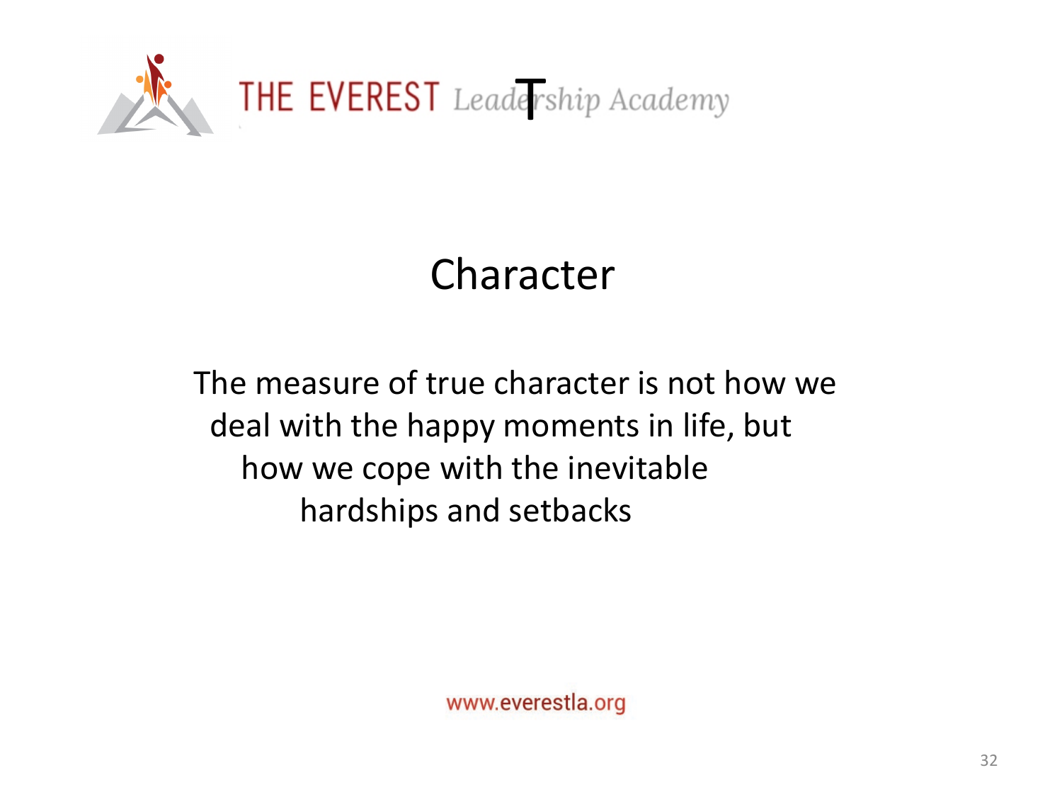# Character

The measure of true character is not how we deal with the happy moments in life, but how we cope with the inevitable hardships and setbacks